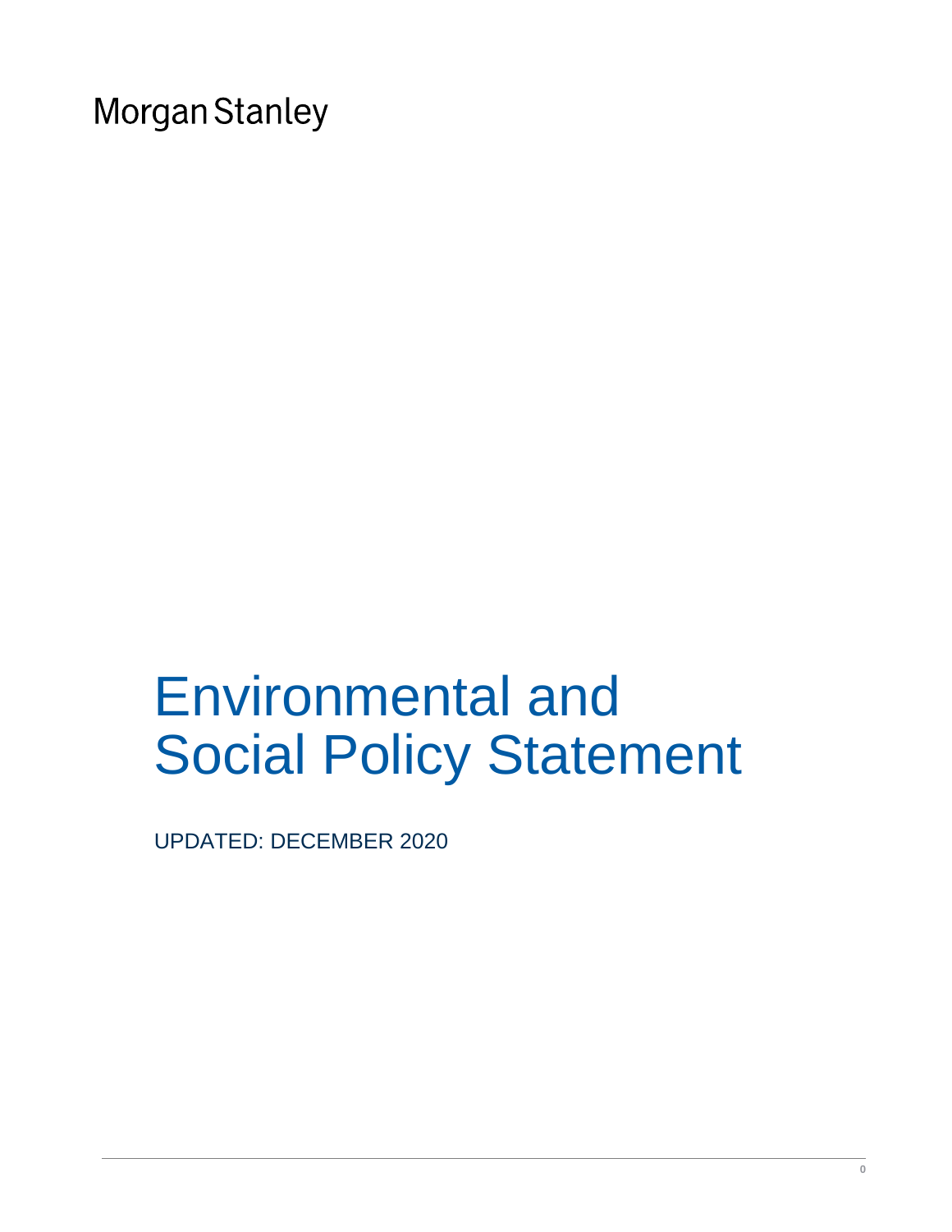Morgan Stanley

# Environmental and Social Policy Statement

UPDATED: DECEMBER 2020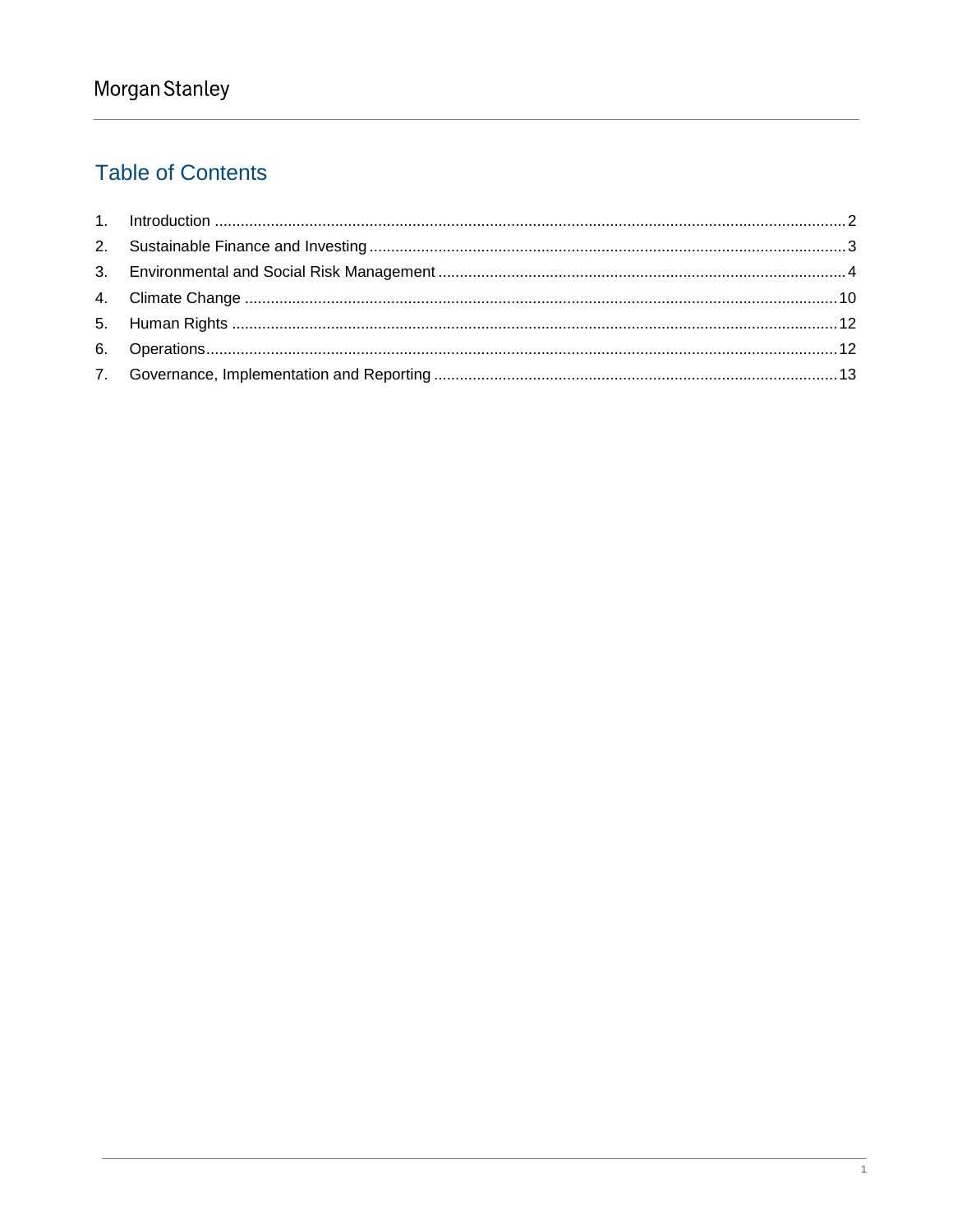Morgan Stanley

## Table of Contents

1. Introduction ........ 2
2. Sustainable Finance and Investing ........ 3
3. Environmental and Social Risk Management ........ 4
4. Climate Change ........ 10
5. Human Rights ........ 12
6. Operations ........ 12
7. Governance, Implementation and Reporting ........ 13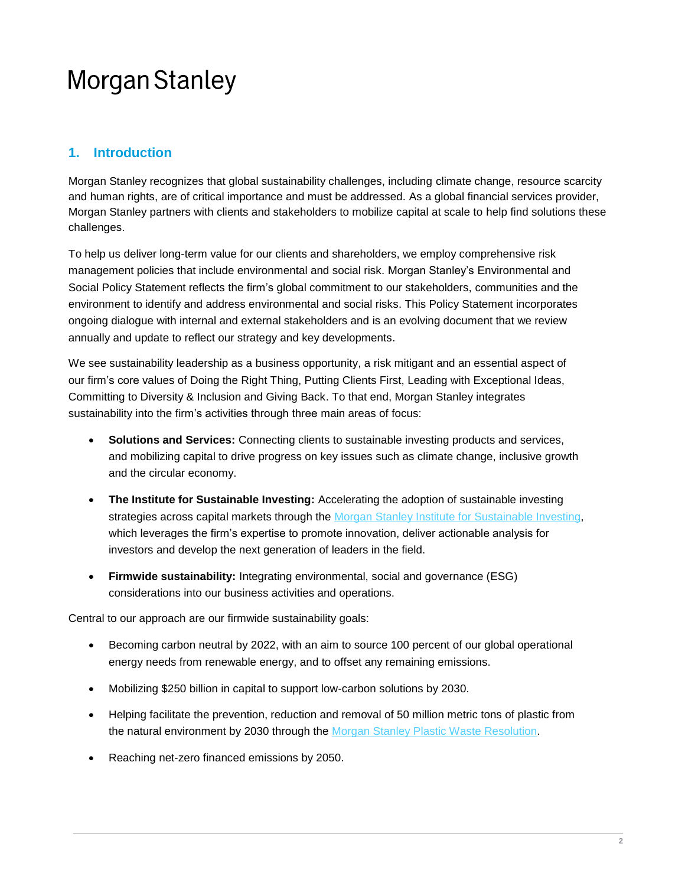# Morgan Stanley

## 1. Introduction

Morgan Stanley recognizes that global sustainability challenges, including climate change, resource scarcity and human rights, are of critical importance and must be addressed. As a global financial services provider, Morgan Stanley partners with clients and stakeholders to mobilize capital at scale to help find solutions these challenges.

To help us deliver long-term value for our clients and shareholders, we employ comprehensive risk management policies that include environmental and social risk. Morgan Stanley's Environmental and Social Policy Statement reflects the firm's global commitment to our stakeholders, communities and the environment to identify and address environmental and social risks. This Policy Statement incorporates ongoing dialogue with internal and external stakeholders and is an evolving document that we review annually and update to reflect our strategy and key developments.

We see sustainability leadership as a business opportunity, a risk mitigant and an essential aspect of our firm's core values of Doing the Right Thing, Putting Clients First, Leading with Exceptional Ideas, Committing to Diversity & Inclusion and Giving Back. To that end, Morgan Stanley integrates sustainability into the firm's activities through three main areas of focus:

- **Solutions and Services:** Connecting clients to sustainable investing products and services, and mobilizing capital to drive progress on key issues such as climate change, inclusive growth and the circular economy.
- **The Institute for Sustainable Investing:** Accelerating the adoption of sustainable investing strategies across capital markets through the Morgan Stanley Institute for Sustainable Investing, which leverages the firm's expertise to promote innovation, deliver actionable analysis for investors and develop the next generation of leaders in the field.
- **Firmwide sustainability:** Integrating environmental, social and governance (ESG) considerations into our business activities and operations.

Central to our approach are our firmwide sustainability goals:

- Becoming carbon neutral by 2022, with an aim to source 100 percent of our global operational energy needs from renewable energy, and to offset any remaining emissions.
- Mobilizing $250 billion in capital to support low-carbon solutions by 2030.
- Helping facilitate the prevention, reduction and removal of 50 million metric tons of plastic from the natural environment by 2030 through the Morgan Stanley Plastic Waste Resolution.
- Reaching net-zero financed emissions by 2050.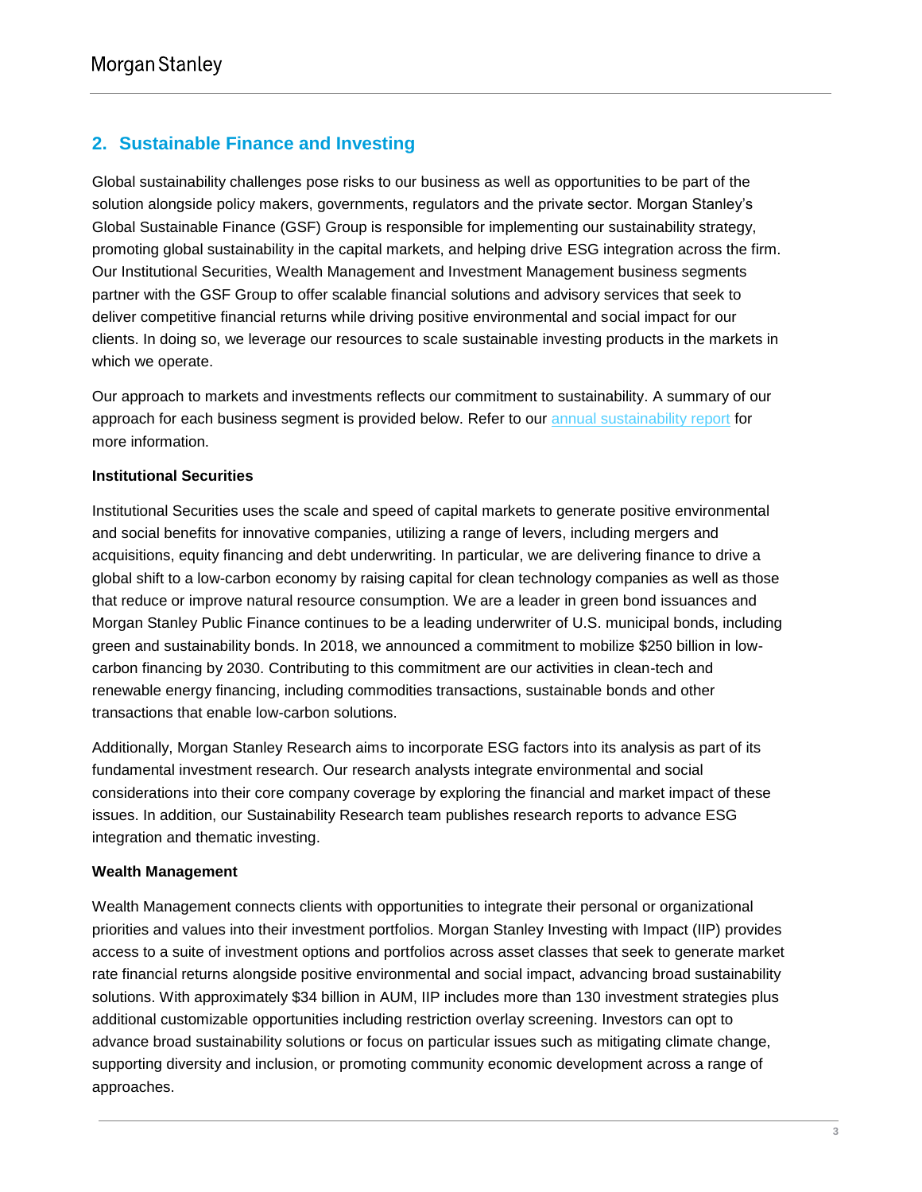## 2. Sustainable Finance and Investing

Global sustainability challenges pose risks to our business as well as opportunities to be part of the solution alongside policy makers, governments, regulators and the private sector. Morgan Stanley's Global Sustainable Finance (GSF) Group is responsible for implementing our sustainability strategy, promoting global sustainability in the capital markets, and helping drive ESG integration across the firm. Our Institutional Securities, Wealth Management and Investment Management business segments partner with the GSF Group to offer scalable financial solutions and advisory services that seek to deliver competitive financial returns while driving positive environmental and social impact for our clients. In doing so, we leverage our resources to scale sustainable investing products in the markets in which we operate.

Our approach to markets and investments reflects our commitment to sustainability. A summary of our approach for each business segment is provided below. Refer to our annual sustainability report for more information.

**Institutional Securities**

Institutional Securities uses the scale and speed of capital markets to generate positive environmental and social benefits for innovative companies, utilizing a range of levers, including mergers and acquisitions, equity financing and debt underwriting. In particular, we are delivering finance to drive a global shift to a low-carbon economy by raising capital for clean technology companies as well as those that reduce or improve natural resource consumption. We are a leader in green bond issuances and Morgan Stanley Public Finance continues to be a leading underwriter of U.S. municipal bonds, including green and sustainability bonds. In 2018, we announced a commitment to mobilize $250 billion in low-carbon financing by 2030. Contributing to this commitment are our activities in clean-tech and renewable energy financing, including commodities transactions, sustainable bonds and other transactions that enable low-carbon solutions.

Additionally, Morgan Stanley Research aims to incorporate ESG factors into its analysis as part of its fundamental investment research. Our research analysts integrate environmental and social considerations into their core company coverage by exploring the financial and market impact of these issues. In addition, our Sustainability Research team publishes research reports to advance ESG integration and thematic investing.

**Wealth Management**

Wealth Management connects clients with opportunities to integrate their personal or organizational priorities and values into their investment portfolios. Morgan Stanley Investing with Impact (IIP) provides access to a suite of investment options and portfolios across asset classes that seek to generate market rate financial returns alongside positive environmental and social impact, advancing broad sustainability solutions. With approximately $34 billion in AUM, IIP includes more than 130 investment strategies plus additional customizable opportunities including restriction overlay screening. Investors can opt to advance broad sustainability solutions or focus on particular issues such as mitigating climate change, supporting diversity and inclusion, or promoting community economic development across a range of approaches.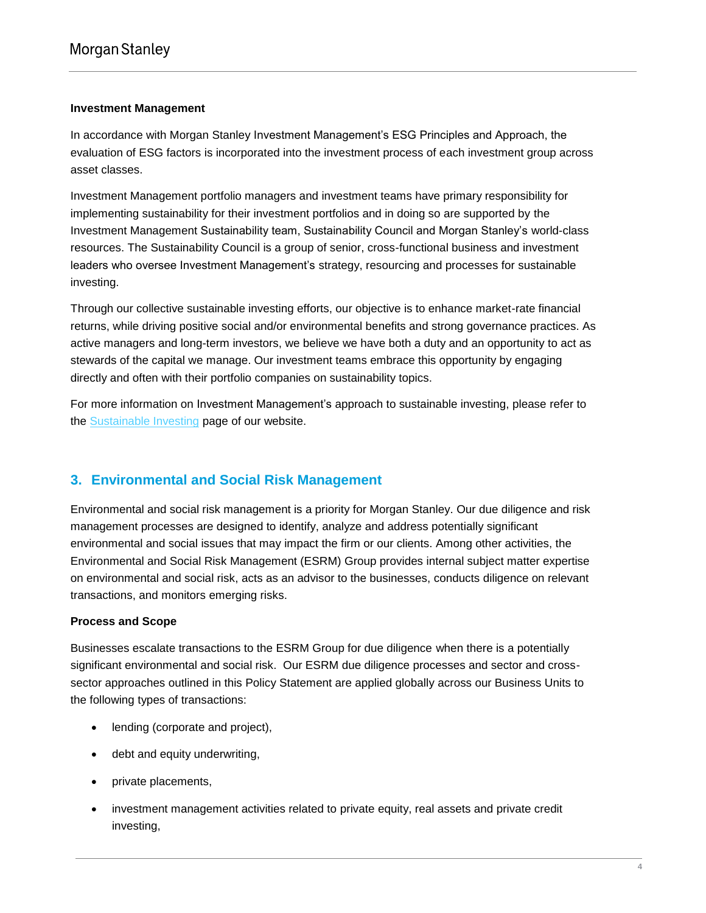### Investment Management

In accordance with Morgan Stanley Investment Management's ESG Principles and Approach, the evaluation of ESG factors is incorporated into the investment process of each investment group across asset classes.

Investment Management portfolio managers and investment teams have primary responsibility for implementing sustainability for their investment portfolios and in doing so are supported by the Investment Management Sustainability team, Sustainability Council and Morgan Stanley's world-class resources. The Sustainability Council is a group of senior, cross-functional business and investment leaders who oversee Investment Management's strategy, resourcing and processes for sustainable investing.

Through our collective sustainable investing efforts, our objective is to enhance market-rate financial returns, while driving positive social and/or environmental benefits and strong governance practices. As active managers and long-term investors, we believe we have both a duty and an opportunity to act as stewards of the capital we manage. Our investment teams embrace this opportunity by engaging directly and often with their portfolio companies on sustainability topics.

For more information on Investment Management's approach to sustainable investing, please refer to the Sustainable Investing page of our website.

## 3. Environmental and Social Risk Management

Environmental and social risk management is a priority for Morgan Stanley. Our due diligence and risk management processes are designed to identify, analyze and address potentially significant environmental and social issues that may impact the firm or our clients. Among other activities, the Environmental and Social Risk Management (ESRM) Group provides internal subject matter expertise on environmental and social risk, acts as an advisor to the businesses, conducts diligence on relevant transactions, and monitors emerging risks.

### Process and Scope

Businesses escalate transactions to the ESRM Group for due diligence when there is a potentially significant environmental and social risk. Our ESRM due diligence processes and sector and cross-sector approaches outlined in this Policy Statement are applied globally across our Business Units to the following types of transactions:

- lending (corporate and project),
- debt and equity underwriting,
- private placements,
- investment management activities related to private equity, real assets and private credit investing,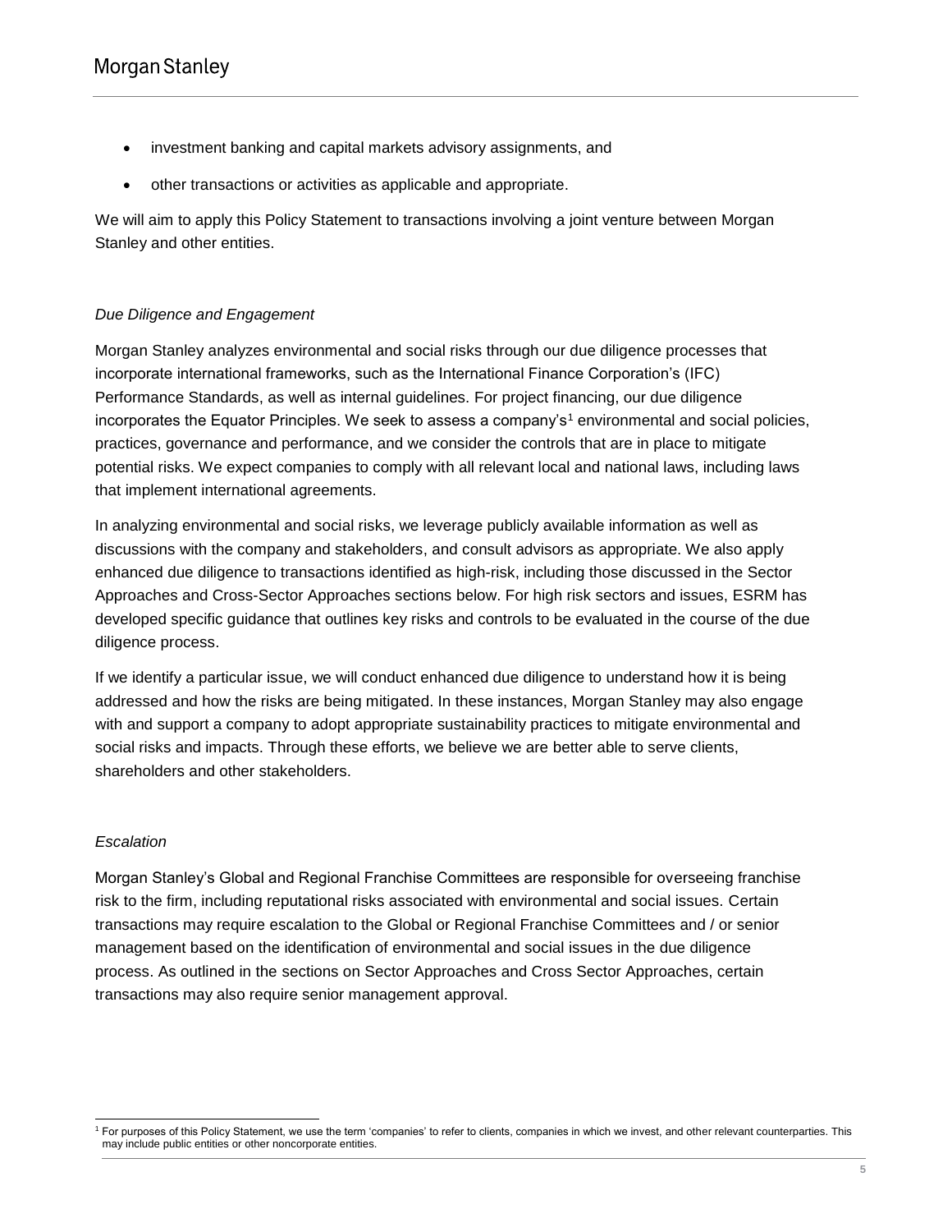- investment banking and capital markets advisory assignments, and
- other transactions or activities as applicable and appropriate.

We will aim to apply this Policy Statement to transactions involving a joint venture between Morgan Stanley and other entities.

*Due Diligence and Engagement*

Morgan Stanley analyzes environmental and social risks through our due diligence processes that incorporate international frameworks, such as the International Finance Corporation's (IFC) Performance Standards, as well as internal guidelines. For project financing, our due diligence incorporates the Equator Principles. We seek to assess a company's[1] environmental and social policies, practices, governance and performance, and we consider the controls that are in place to mitigate potential risks. We expect companies to comply with all relevant local and national laws, including laws that implement international agreements.

In analyzing environmental and social risks, we leverage publicly available information as well as discussions with the company and stakeholders, and consult advisors as appropriate. We also apply enhanced due diligence to transactions identified as high-risk, including those discussed in the Sector Approaches and Cross-Sector Approaches sections below. For high risk sectors and issues, ESRM has developed specific guidance that outlines key risks and controls to be evaluated in the course of the due diligence process.

If we identify a particular issue, we will conduct enhanced due diligence to understand how it is being addressed and how the risks are being mitigated. In these instances, Morgan Stanley may also engage with and support a company to adopt appropriate sustainability practices to mitigate environmental and social risks and impacts. Through these efforts, we believe we are better able to serve clients, shareholders and other stakeholders.

*Escalation*

Morgan Stanley's Global and Regional Franchise Committees are responsible for overseeing franchise risk to the firm, including reputational risks associated with environmental and social issues. Certain transactions may require escalation to the Global or Regional Franchise Committees and / or senior management based on the identification of environmental and social issues in the due diligence process. As outlined in the sections on Sector Approaches and Cross Sector Approaches, certain transactions may also require senior management approval.

[1] For purposes of this Policy Statement, we use the term 'companies' to refer to clients, companies in which we invest, and other relevant counterparties. This may include public entities or other noncorporate entities.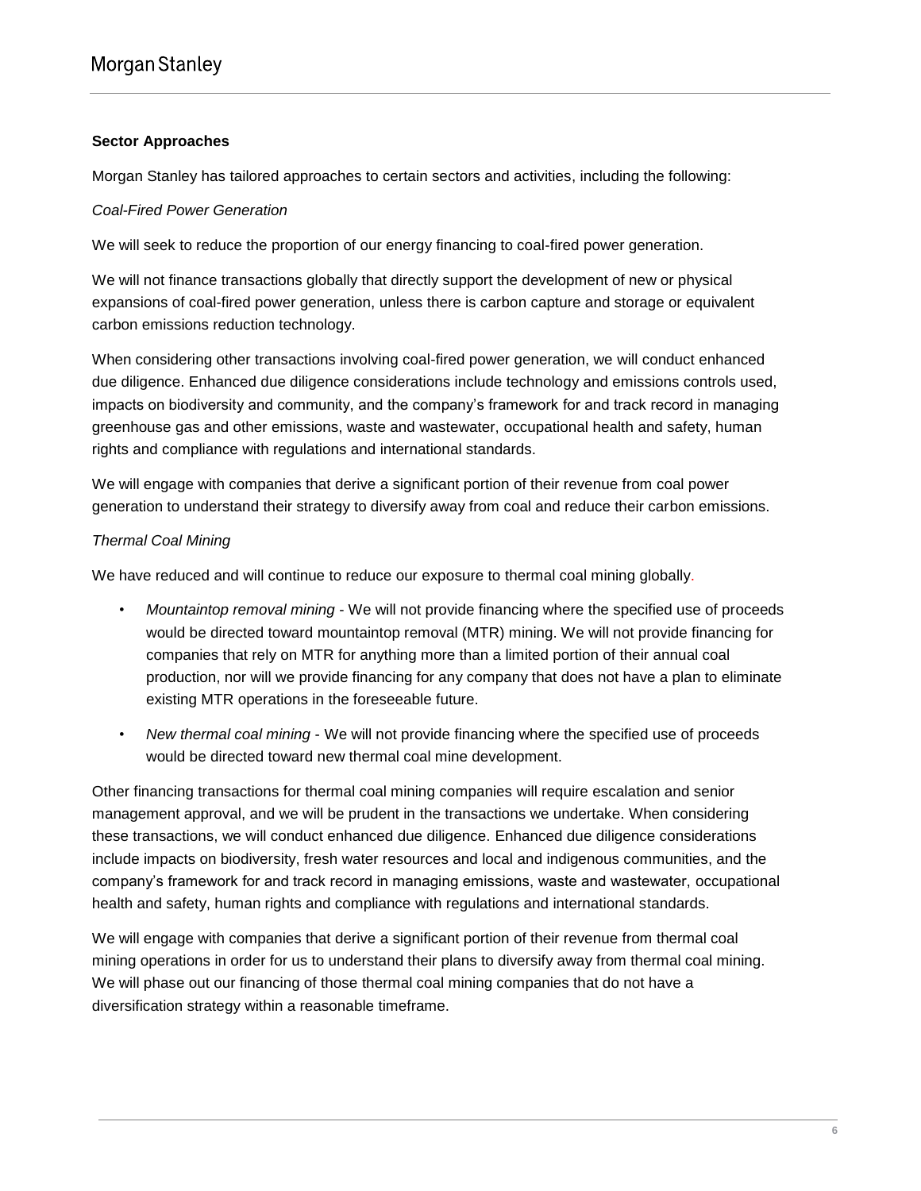**Sector Approaches**

Morgan Stanley has tailored approaches to certain sectors and activities, including the following:

*Coal-Fired Power Generation*

We will seek to reduce the proportion of our energy financing to coal-fired power generation.

We will not finance transactions globally that directly support the development of new or physical expansions of coal-fired power generation, unless there is carbon capture and storage or equivalent carbon emissions reduction technology.

When considering other transactions involving coal-fired power generation, we will conduct enhanced due diligence. Enhanced due diligence considerations include technology and emissions controls used, impacts on biodiversity and community, and the company's framework for and track record in managing greenhouse gas and other emissions, waste and wastewater, occupational health and safety, human rights and compliance with regulations and international standards.

We will engage with companies that derive a significant portion of their revenue from coal power generation to understand their strategy to diversify away from coal and reduce their carbon emissions.

*Thermal Coal Mining*

We have reduced and will continue to reduce our exposure to thermal coal mining globally.

- *Mountaintop removal mining* - We will not provide financing where the specified use of proceeds would be directed toward mountaintop removal (MTR) mining. We will not provide financing for companies that rely on MTR for anything more than a limited portion of their annual coal production, nor will we provide financing for any company that does not have a plan to eliminate existing MTR operations in the foreseeable future.
- *New thermal coal mining* - We will not provide financing where the specified use of proceeds would be directed toward new thermal coal mine development.

Other financing transactions for thermal coal mining companies will require escalation and senior management approval, and we will be prudent in the transactions we undertake. When considering these transactions, we will conduct enhanced due diligence. Enhanced due diligence considerations include impacts on biodiversity, fresh water resources and local and indigenous communities, and the company's framework for and track record in managing emissions, waste and wastewater, occupational health and safety, human rights and compliance with regulations and international standards.

We will engage with companies that derive a significant portion of their revenue from thermal coal mining operations in order for us to understand their plans to diversify away from thermal coal mining. We will phase out our financing of those thermal coal mining companies that do not have a diversification strategy within a reasonable timeframe.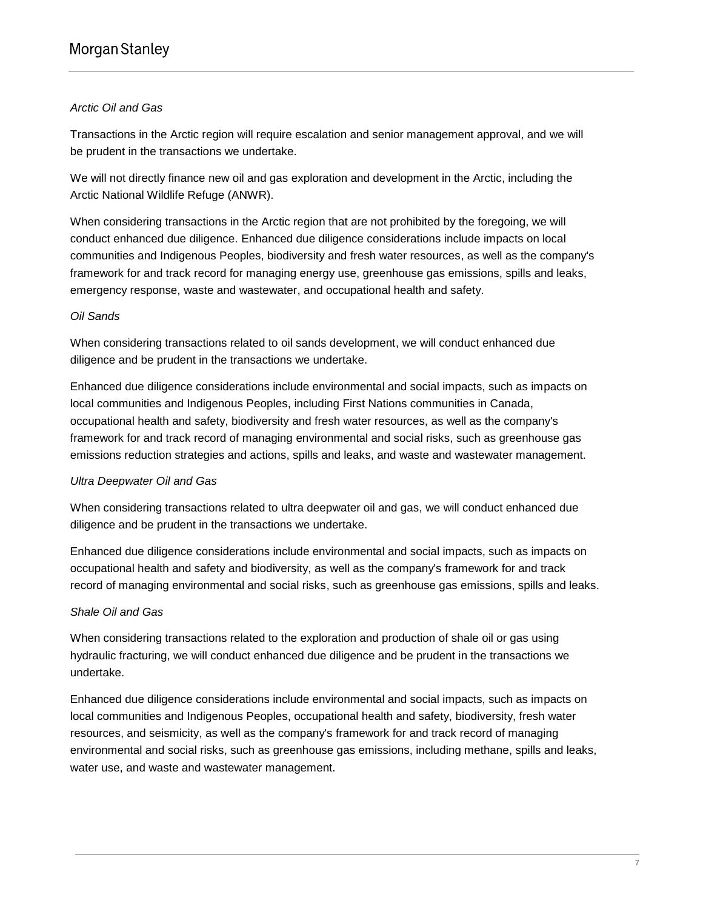*Arctic Oil and Gas*

Transactions in the Arctic region will require escalation and senior management approval, and we will be prudent in the transactions we undertake.

We will not directly finance new oil and gas exploration and development in the Arctic, including the Arctic National Wildlife Refuge (ANWR).

When considering transactions in the Arctic region that are not prohibited by the foregoing, we will conduct enhanced due diligence. Enhanced due diligence considerations include impacts on local communities and Indigenous Peoples, biodiversity and fresh water resources, as well as the company's framework for and track record for managing energy use, greenhouse gas emissions, spills and leaks, emergency response, waste and wastewater, and occupational health and safety.

*Oil Sands*

When considering transactions related to oil sands development, we will conduct enhanced due diligence and be prudent in the transactions we undertake.

Enhanced due diligence considerations include environmental and social impacts, such as impacts on local communities and Indigenous Peoples, including First Nations communities in Canada, occupational health and safety, biodiversity and fresh water resources, as well as the company's framework for and track record of managing environmental and social risks, such as greenhouse gas emissions reduction strategies and actions, spills and leaks, and waste and wastewater management.

*Ultra Deepwater Oil and Gas*

When considering transactions related to ultra deepwater oil and gas, we will conduct enhanced due diligence and be prudent in the transactions we undertake.

Enhanced due diligence considerations include environmental and social impacts, such as impacts on occupational health and safety and biodiversity, as well as the company's framework for and track record of managing environmental and social risks, such as greenhouse gas emissions, spills and leaks.

*Shale Oil and Gas*

When considering transactions related to the exploration and production of shale oil or gas using hydraulic fracturing, we will conduct enhanced due diligence and be prudent in the transactions we undertake.

Enhanced due diligence considerations include environmental and social impacts, such as impacts on local communities and Indigenous Peoples, occupational health and safety, biodiversity, fresh water resources, and seismicity, as well as the company's framework for and track record of managing environmental and social risks, such as greenhouse gas emissions, including methane, spills and leaks, water use, and waste and wastewater management.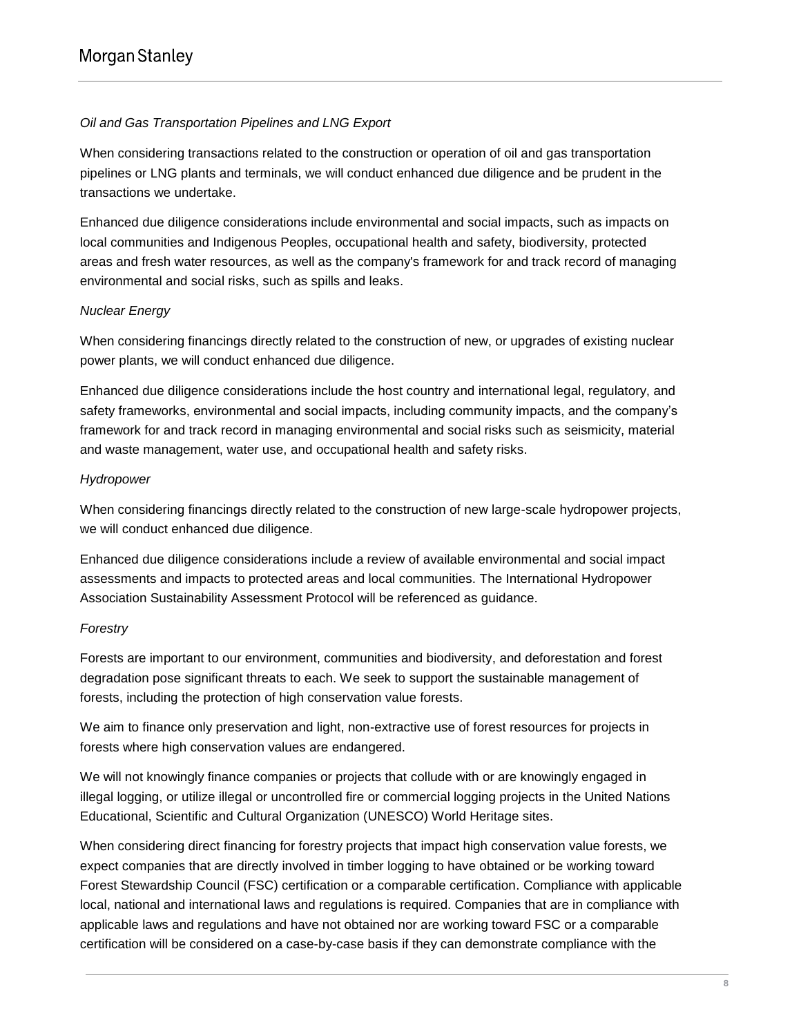*Oil and Gas Transportation Pipelines and LNG Export*

When considering transactions related to the construction or operation of oil and gas transportation pipelines or LNG plants and terminals, we will conduct enhanced due diligence and be prudent in the transactions we undertake.

Enhanced due diligence considerations include environmental and social impacts, such as impacts on local communities and Indigenous Peoples, occupational health and safety, biodiversity, protected areas and fresh water resources, as well as the company's framework for and track record of managing environmental and social risks, such as spills and leaks.

*Nuclear Energy*

When considering financings directly related to the construction of new, or upgrades of existing nuclear power plants, we will conduct enhanced due diligence.

Enhanced due diligence considerations include the host country and international legal, regulatory, and safety frameworks, environmental and social impacts, including community impacts, and the company's framework for and track record in managing environmental and social risks such as seismicity, material and waste management, water use, and occupational health and safety risks.

*Hydropower*

When considering financings directly related to the construction of new large-scale hydropower projects, we will conduct enhanced due diligence.

Enhanced due diligence considerations include a review of available environmental and social impact assessments and impacts to protected areas and local communities. The International Hydropower Association Sustainability Assessment Protocol will be referenced as guidance.

*Forestry*

Forests are important to our environment, communities and biodiversity, and deforestation and forest degradation pose significant threats to each. We seek to support the sustainable management of forests, including the protection of high conservation value forests.

We aim to finance only preservation and light, non-extractive use of forest resources for projects in forests where high conservation values are endangered.

We will not knowingly finance companies or projects that collude with or are knowingly engaged in illegal logging, or utilize illegal or uncontrolled fire or commercial logging projects in the United Nations Educational, Scientific and Cultural Organization (UNESCO) World Heritage sites.

When considering direct financing for forestry projects that impact high conservation value forests, we expect companies that are directly involved in timber logging to have obtained or be working toward Forest Stewardship Council (FSC) certification or a comparable certification. Compliance with applicable local, national and international laws and regulations is required. Companies that are in compliance with applicable laws and regulations and have not obtained nor are working toward FSC or a comparable certification will be considered on a case-by-case basis if they can demonstrate compliance with the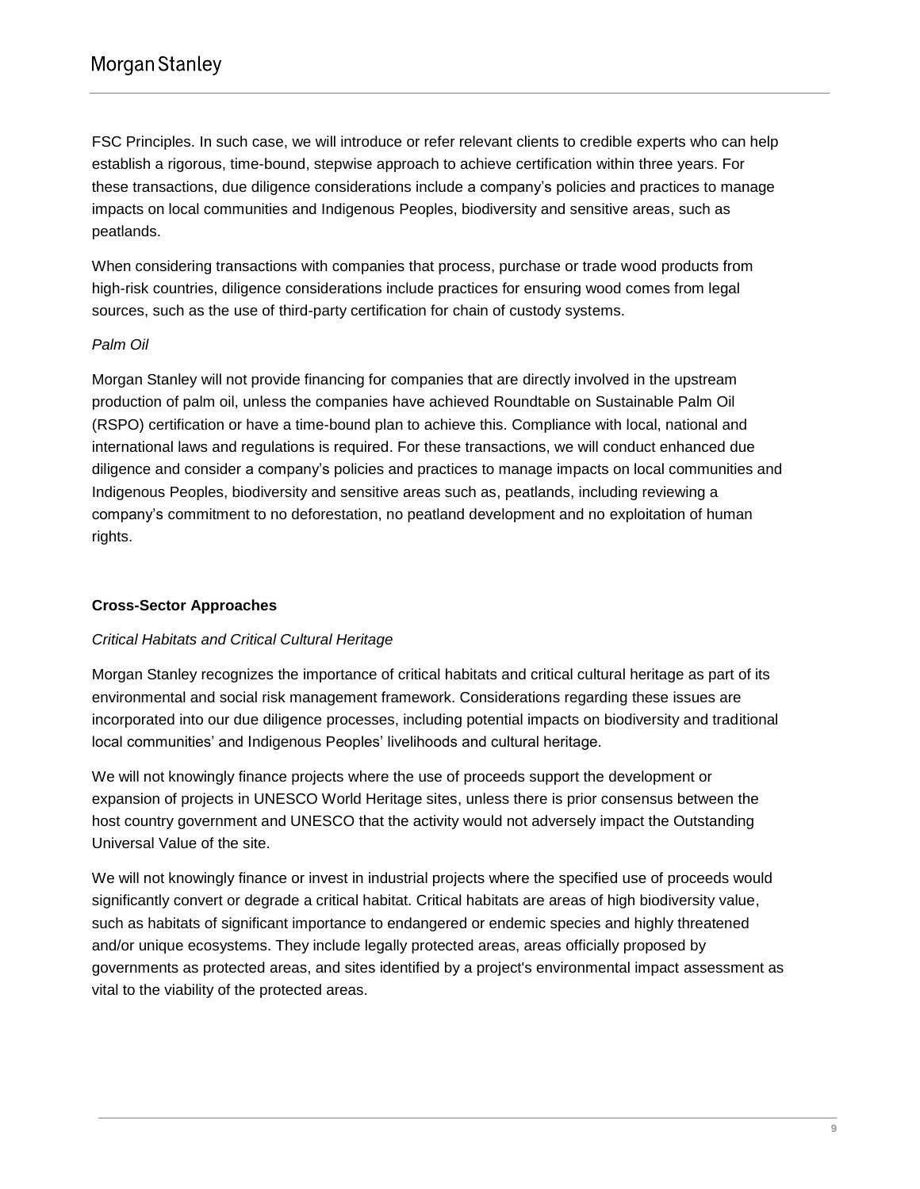FSC Principles. In such case, we will introduce or refer relevant clients to credible experts who can help establish a rigorous, time-bound, stepwise approach to achieve certification within three years. For these transactions, due diligence considerations include a company's policies and practices to manage impacts on local communities and Indigenous Peoples, biodiversity and sensitive areas, such as peatlands.

When considering transactions with companies that process, purchase or trade wood products from high-risk countries, diligence considerations include practices for ensuring wood comes from legal sources, such as the use of third-party certification for chain of custody systems.

*Palm Oil*

Morgan Stanley will not provide financing for companies that are directly involved in the upstream production of palm oil, unless the companies have achieved Roundtable on Sustainable Palm Oil (RSPO) certification or have a time-bound plan to achieve this. Compliance with local, national and international laws and regulations is required. For these transactions, we will conduct enhanced due diligence and consider a company's policies and practices to manage impacts on local communities and Indigenous Peoples, biodiversity and sensitive areas such as, peatlands, including reviewing a company's commitment to no deforestation, no peatland development and no exploitation of human rights.

**Cross-Sector Approaches**

*Critical Habitats and Critical Cultural Heritage*

Morgan Stanley recognizes the importance of critical habitats and critical cultural heritage as part of its environmental and social risk management framework. Considerations regarding these issues are incorporated into our due diligence processes, including potential impacts on biodiversity and traditional local communities' and Indigenous Peoples' livelihoods and cultural heritage.

We will not knowingly finance projects where the use of proceeds support the development or expansion of projects in UNESCO World Heritage sites, unless there is prior consensus between the host country government and UNESCO that the activity would not adversely impact the Outstanding Universal Value of the site.

We will not knowingly finance or invest in industrial projects where the specified use of proceeds would significantly convert or degrade a critical habitat. Critical habitats are areas of high biodiversity value, such as habitats of significant importance to endangered or endemic species and highly threatened and/or unique ecosystems. They include legally protected areas, areas officially proposed by governments as protected areas, and sites identified by a project's environmental impact assessment as vital to the viability of the protected areas.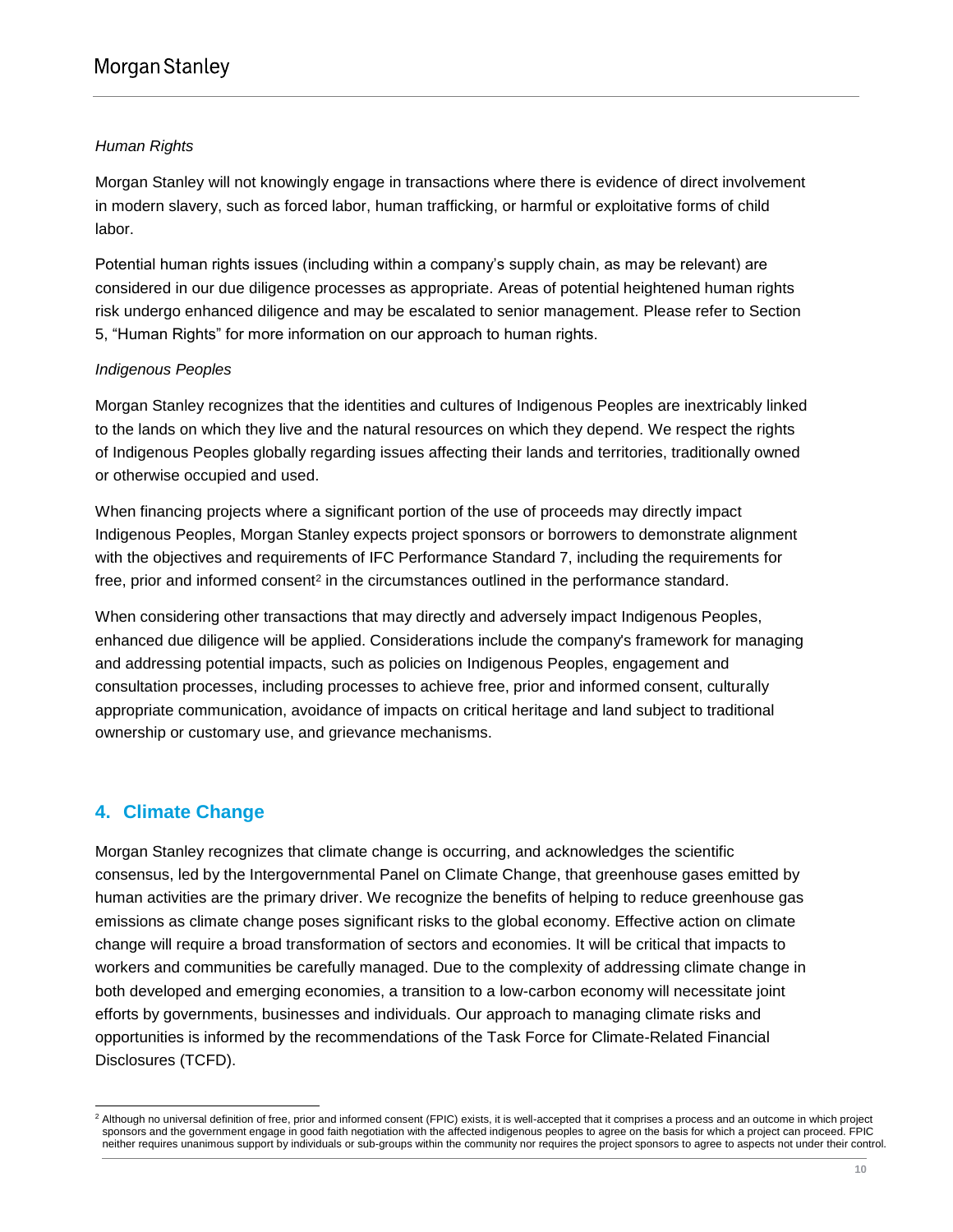*Human Rights*

Morgan Stanley will not knowingly engage in transactions where there is evidence of direct involvement in modern slavery, such as forced labor, human trafficking, or harmful or exploitative forms of child labor.

Potential human rights issues (including within a company's supply chain, as may be relevant) are considered in our due diligence processes as appropriate. Areas of potential heightened human rights risk undergo enhanced diligence and may be escalated to senior management. Please refer to Section 5, "Human Rights" for more information on our approach to human rights.

*Indigenous Peoples*

Morgan Stanley recognizes that the identities and cultures of Indigenous Peoples are inextricably linked to the lands on which they live and the natural resources on which they depend. We respect the rights of Indigenous Peoples globally regarding issues affecting their lands and territories, traditionally owned or otherwise occupied and used.

When financing projects where a significant portion of the use of proceeds may directly impact Indigenous Peoples, Morgan Stanley expects project sponsors or borrowers to demonstrate alignment with the objectives and requirements of IFC Performance Standard 7, including the requirements for free, prior and informed consent[2] in the circumstances outlined in the performance standard.

When considering other transactions that may directly and adversely impact Indigenous Peoples, enhanced due diligence will be applied. Considerations include the company's framework for managing and addressing potential impacts, such as policies on Indigenous Peoples, engagement and consultation processes, including processes to achieve free, prior and informed consent, culturally appropriate communication, avoidance of impacts on critical heritage and land subject to traditional ownership or customary use, and grievance mechanisms.

## 4. Climate Change

Morgan Stanley recognizes that climate change is occurring, and acknowledges the scientific consensus, led by the Intergovernmental Panel on Climate Change, that greenhouse gases emitted by human activities are the primary driver. We recognize the benefits of helping to reduce greenhouse gas emissions as climate change poses significant risks to the global economy. Effective action on climate change will require a broad transformation of sectors and economies. It will be critical that impacts to workers and communities be carefully managed. Due to the complexity of addressing climate change in both developed and emerging economies, a transition to a low-carbon economy will necessitate joint efforts by governments, businesses and individuals. Our approach to managing climate risks and opportunities is informed by the recommendations of the Task Force for Climate-Related Financial Disclosures (TCFD).

[2] Although no universal definition of free, prior and informed consent (FPIC) exists, it is well-accepted that it comprises a process and an outcome in which project sponsors and the government engage in good faith negotiation with the affected indigenous peoples to agree on the basis for which a project can proceed. FPIC neither requires unanimous support by individuals or sub-groups within the community nor requires the project sponsors to agree to aspects not under their control.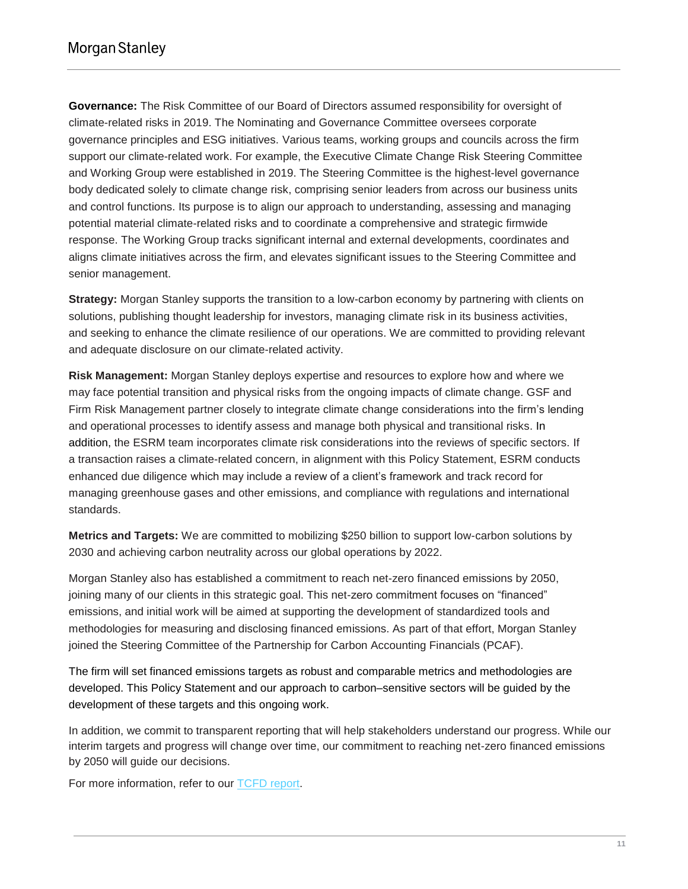**Governance:** The Risk Committee of our Board of Directors assumed responsibility for oversight of climate-related risks in 2019. The Nominating and Governance Committee oversees corporate governance principles and ESG initiatives. Various teams, working groups and councils across the firm support our climate-related work. For example, the Executive Climate Change Risk Steering Committee and Working Group were established in 2019. The Steering Committee is the highest-level governance body dedicated solely to climate change risk, comprising senior leaders from across our business units and control functions. Its purpose is to align our approach to understanding, assessing and managing potential material climate-related risks and to coordinate a comprehensive and strategic firmwide response. The Working Group tracks significant internal and external developments, coordinates and aligns climate initiatives across the firm, and elevates significant issues to the Steering Committee and senior management.

**Strategy:** Morgan Stanley supports the transition to a low-carbon economy by partnering with clients on solutions, publishing thought leadership for investors, managing climate risk in its business activities, and seeking to enhance the climate resilience of our operations. We are committed to providing relevant and adequate disclosure on our climate-related activity.

**Risk Management:** Morgan Stanley deploys expertise and resources to explore how and where we may face potential transition and physical risks from the ongoing impacts of climate change. GSF and Firm Risk Management partner closely to integrate climate change considerations into the firm's lending and operational processes to identify assess and manage both physical and transitional risks. In addition, the ESRM team incorporates climate risk considerations into the reviews of specific sectors. If a transaction raises a climate-related concern, in alignment with this Policy Statement, ESRM conducts enhanced due diligence which may include a review of a client's framework and track record for managing greenhouse gases and other emissions, and compliance with regulations and international standards.

**Metrics and Targets:** We are committed to mobilizing $250 billion to support low-carbon solutions by 2030 and achieving carbon neutrality across our global operations by 2022.

Morgan Stanley also has established a commitment to reach net-zero financed emissions by 2050, joining many of our clients in this strategic goal. This net-zero commitment focuses on "financed" emissions, and initial work will be aimed at supporting the development of standardized tools and methodologies for measuring and disclosing financed emissions. As part of that effort, Morgan Stanley joined the Steering Committee of the Partnership for Carbon Accounting Financials (PCAF).

The firm will set financed emissions targets as robust and comparable metrics and methodologies are developed. This Policy Statement and our approach to carbon–sensitive sectors will be guided by the development of these targets and this ongoing work.

In addition, we commit to transparent reporting that will help stakeholders understand our progress. While our interim targets and progress will change over time, our commitment to reaching net-zero financed emissions by 2050 will guide our decisions.

For more information, refer to our TCFD report.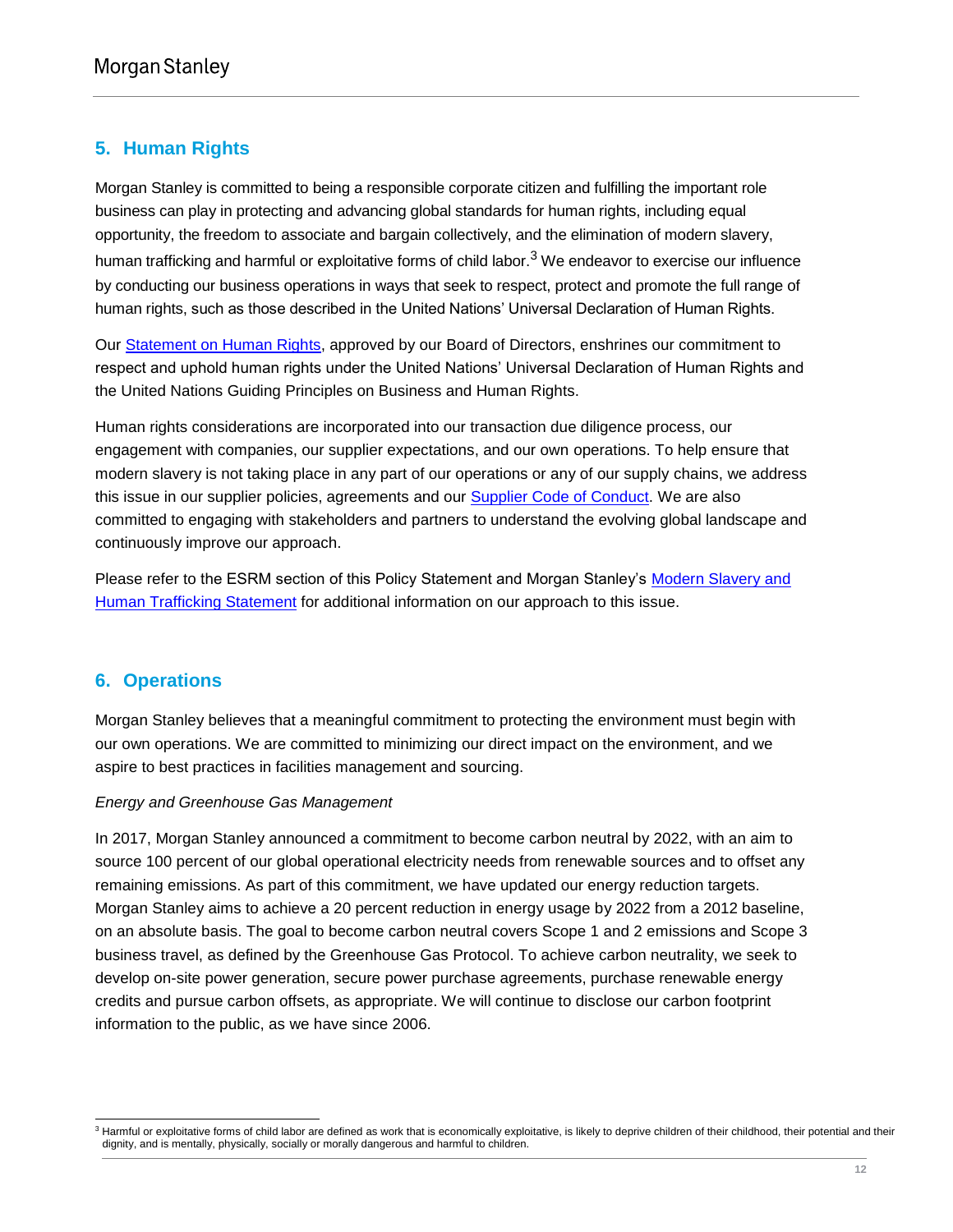## 5. Human Rights

Morgan Stanley is committed to being a responsible corporate citizen and fulfilling the important role business can play in protecting and advancing global standards for human rights, including equal opportunity, the freedom to associate and bargain collectively, and the elimination of modern slavery, human trafficking and harmful or exploitative forms of child labor.[3] We endeavor to exercise our influence by conducting our business operations in ways that seek to respect, protect and promote the full range of human rights, such as those described in the United Nations' Universal Declaration of Human Rights.

Our Statement on Human Rights, approved by our Board of Directors, enshrines our commitment to respect and uphold human rights under the United Nations' Universal Declaration of Human Rights and the United Nations Guiding Principles on Business and Human Rights.

Human rights considerations are incorporated into our transaction due diligence process, our engagement with companies, our supplier expectations, and our own operations. To help ensure that modern slavery is not taking place in any part of our operations or any of our supply chains, we address this issue in our supplier policies, agreements and our Supplier Code of Conduct. We are also committed to engaging with stakeholders and partners to understand the evolving global landscape and continuously improve our approach.

Please refer to the ESRM section of this Policy Statement and Morgan Stanley's Modern Slavery and Human Trafficking Statement for additional information on our approach to this issue.

## 6. Operations

Morgan Stanley believes that a meaningful commitment to protecting the environment must begin with our own operations. We are committed to minimizing our direct impact on the environment, and we aspire to best practices in facilities management and sourcing.

*Energy and Greenhouse Gas Management*

In 2017, Morgan Stanley announced a commitment to become carbon neutral by 2022, with an aim to source 100 percent of our global operational electricity needs from renewable sources and to offset any remaining emissions. As part of this commitment, we have updated our energy reduction targets. Morgan Stanley aims to achieve a 20 percent reduction in energy usage by 2022 from a 2012 baseline, on an absolute basis. The goal to become carbon neutral covers Scope 1 and 2 emissions and Scope 3 business travel, as defined by the Greenhouse Gas Protocol. To achieve carbon neutrality, we seek to develop on-site power generation, secure power purchase agreements, purchase renewable energy credits and pursue carbon offsets, as appropriate. We will continue to disclose our carbon footprint information to the public, as we have since 2006.

[3] Harmful or exploitative forms of child labor are defined as work that is economically exploitative, is likely to deprive children of their childhood, their potential and their dignity, and is mentally, physically, socially or morally dangerous and harmful to children.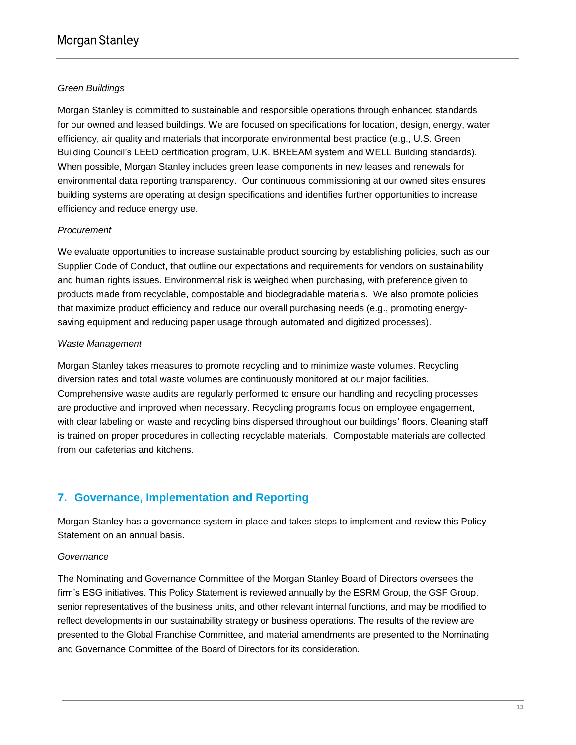*Green Buildings*

Morgan Stanley is committed to sustainable and responsible operations through enhanced standards for our owned and leased buildings. We are focused on specifications for location, design, energy, water efficiency, air quality and materials that incorporate environmental best practice (e.g., U.S. Green Building Council's LEED certification program, U.K. BREEAM system and WELL Building standards). When possible, Morgan Stanley includes green lease components in new leases and renewals for environmental data reporting transparency. Our continuous commissioning at our owned sites ensures building systems are operating at design specifications and identifies further opportunities to increase efficiency and reduce energy use.

*Procurement*

We evaluate opportunities to increase sustainable product sourcing by establishing policies, such as our Supplier Code of Conduct, that outline our expectations and requirements for vendors on sustainability and human rights issues. Environmental risk is weighed when purchasing, with preference given to products made from recyclable, compostable and biodegradable materials. We also promote policies that maximize product efficiency and reduce our overall purchasing needs (e.g., promoting energy-saving equipment and reducing paper usage through automated and digitized processes).

*Waste Management*

Morgan Stanley takes measures to promote recycling and to minimize waste volumes. Recycling diversion rates and total waste volumes are continuously monitored at our major facilities. Comprehensive waste audits are regularly performed to ensure our handling and recycling processes are productive and improved when necessary. Recycling programs focus on employee engagement, with clear labeling on waste and recycling bins dispersed throughout our buildings' floors. Cleaning staff is trained on proper procedures in collecting recyclable materials. Compostable materials are collected from our cafeterias and kitchens.

## 7. Governance, Implementation and Reporting

Morgan Stanley has a governance system in place and takes steps to implement and review this Policy Statement on an annual basis.

*Governance*

The Nominating and Governance Committee of the Morgan Stanley Board of Directors oversees the firm's ESG initiatives. This Policy Statement is reviewed annually by the ESRM Group, the GSF Group, senior representatives of the business units, and other relevant internal functions, and may be modified to reflect developments in our sustainability strategy or business operations. The results of the review are presented to the Global Franchise Committee, and material amendments are presented to the Nominating and Governance Committee of the Board of Directors for its consideration.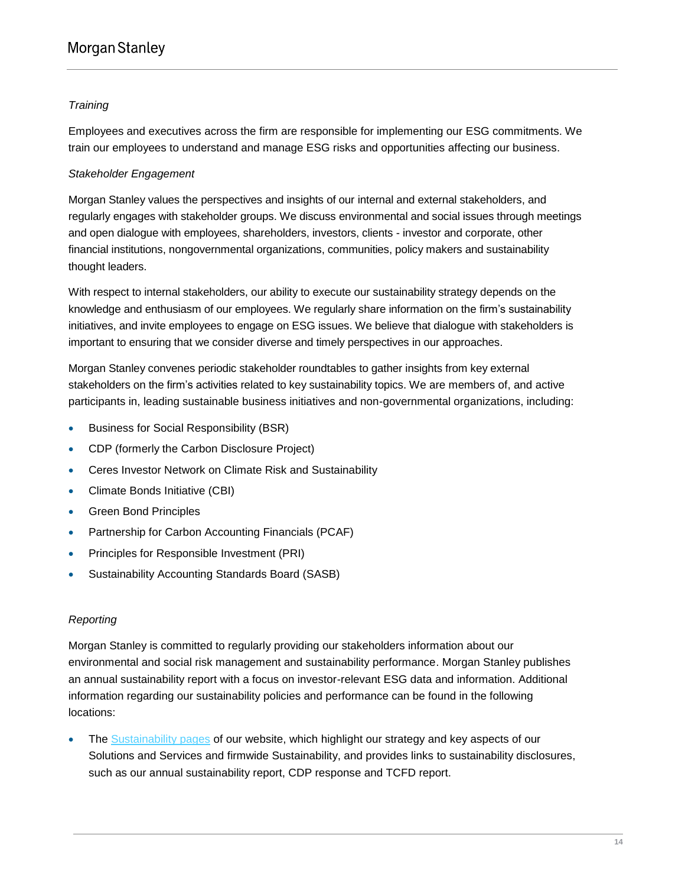*Training*

Employees and executives across the firm are responsible for implementing our ESG commitments. We train our employees to understand and manage ESG risks and opportunities affecting our business.

*Stakeholder Engagement*

Morgan Stanley values the perspectives and insights of our internal and external stakeholders, and regularly engages with stakeholder groups. We discuss environmental and social issues through meetings and open dialogue with employees, shareholders, investors, clients - investor and corporate, other financial institutions, nongovernmental organizations, communities, policy makers and sustainability thought leaders.

With respect to internal stakeholders, our ability to execute our sustainability strategy depends on the knowledge and enthusiasm of our employees. We regularly share information on the firm's sustainability initiatives, and invite employees to engage on ESG issues. We believe that dialogue with stakeholders is important to ensuring that we consider diverse and timely perspectives in our approaches.

Morgan Stanley convenes periodic stakeholder roundtables to gather insights from key external stakeholders on the firm's activities related to key sustainability topics. We are members of, and active participants in, leading sustainable business initiatives and non-governmental organizations, including:

- Business for Social Responsibility (BSR)
- CDP (formerly the Carbon Disclosure Project)
- Ceres Investor Network on Climate Risk and Sustainability
- Climate Bonds Initiative (CBI)
- Green Bond Principles
- Partnership for Carbon Accounting Financials (PCAF)
- Principles for Responsible Investment (PRI)
- Sustainability Accounting Standards Board (SASB)

*Reporting*

Morgan Stanley is committed to regularly providing our stakeholders information about our environmental and social risk management and sustainability performance. Morgan Stanley publishes an annual sustainability report with a focus on investor-relevant ESG data and information. Additional information regarding our sustainability policies and performance can be found in the following locations:

- The Sustainability pages of our website, which highlight our strategy and key aspects of our Solutions and Services and firmwide Sustainability, and provides links to sustainability disclosures, such as our annual sustainability report, CDP response and TCFD report.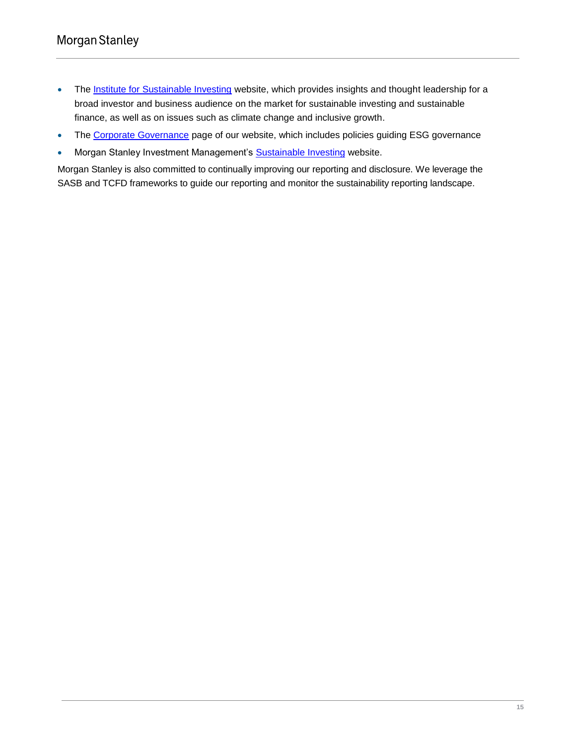- The Institute for Sustainable Investing website, which provides insights and thought leadership for a broad investor and business audience on the market for sustainable investing and sustainable finance, as well as on issues such as climate change and inclusive growth.
- The Corporate Governance page of our website, which includes policies guiding ESG governance
- Morgan Stanley Investment Management's Sustainable Investing website.

Morgan Stanley is also committed to continually improving our reporting and disclosure. We leverage the SASB and TCFD frameworks to guide our reporting and monitor the sustainability reporting landscape.